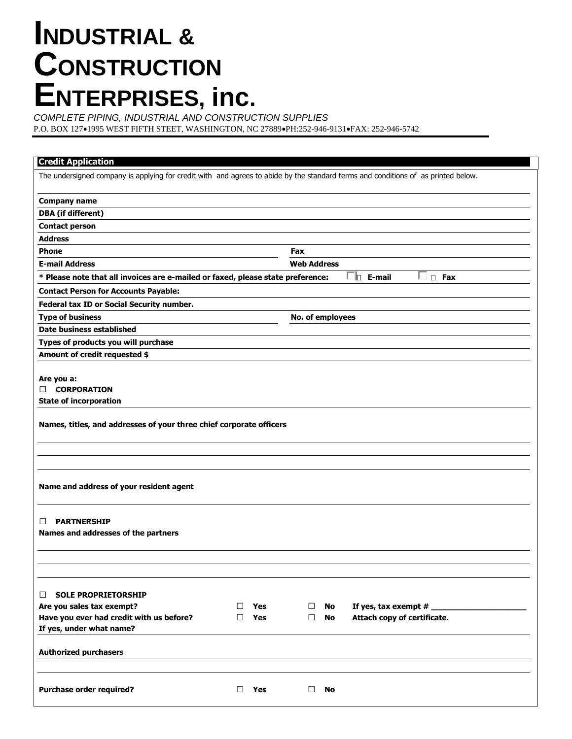# INDUSTRIAL & CONSTRUCTION ENTERPRISES, inc.

*COMPLETE PIPING, INDUSTRIAL AND CONSTRUCTION SUPPLIES*

P.O. BOX 127•1995 WEST FIFTH STEET, WASHINGTON, NC 27889•PH:252-946-9131•FAX: 252-946-5742

## Credit Application

The undersigned company is applying for credit with and agrees to abide by the standard terms and conditions of as printed below.

**Company name**

**DBA (if different)**

**Contact person**

**Address**

**Phone** | **Fax**

**E-mail Address** | **Web Address**

**\* Please note that all invoices are e-mailed or faxed, please state preference:** ☐ **E-mail** ☐ **Fax**

**Contact Person for Accounts Payable:**

**Federal tax ID or Social Security number.**

**Type of business** | **No. of employees**

**Date business established**

**Types of products you will purchase**

**Amount of credit requested $**

**Are you a:**

☐ **CORPORATION**

**State of incorporation**

**Names, titles, and addresses of your three chief corporate officers**

**Name and address of your resident agent**

☐ **PARTNERSHIP**

**Names and addresses of the partners**

☐ **SOLE PROPRIETORSHIP**

**Are you sales tax exempt?** ☐ **Yes** ☐ **No** **If yes, tax exempt #** ____________________

**Have you ever had credit with us before?** ☐ **Yes** ☐ **No** **Attach copy of certificate.**

**If yes, under what name?**

**Authorized purchasers**

**Purchase order required?** ☐ **Yes** ☐ **No**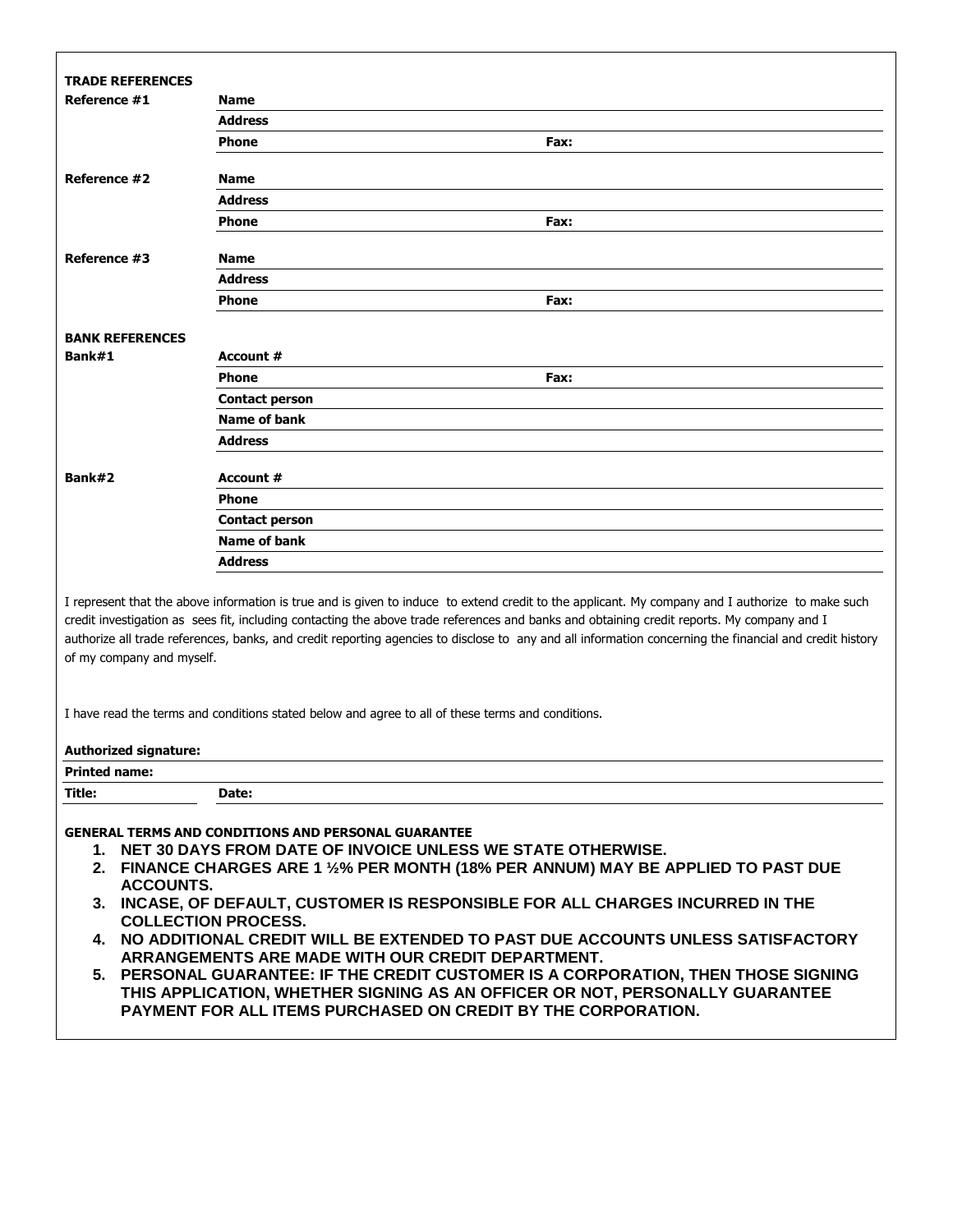**TRADE REFERENCES**

| | | |
|---|---|---|
| **Reference #1** | **Name** | |
| | **Address** | |
| | **Phone** | **Fax:** |
| **Reference #2** | **Name** | |
| | **Address** | |
| | **Phone** | **Fax:** |
| **Reference #3** | **Name** | |
| | **Address** | |
| | **Phone** | **Fax:** |

**BANK REFERENCES**

| | | |
|---|---|---|
| **Bank#1** | **Account #** | |
| | **Phone** | **Fax:** |
| | **Contact person** | |
| | **Name of bank** | |
| | **Address** | |
| **Bank#2** | **Account #** | |
| | **Phone** | |
| | **Contact person** | |
| | **Name of bank** | |
| | **Address** | |

I represent that the above information is true and is given to induce to extend credit to the applicant. My company and I authorize to make such credit investigation as sees fit, including contacting the above trade references and banks and obtaining credit reports. My company and I authorize all trade references, banks, and credit reporting agencies to disclose to any and all information concerning the financial and credit history of my company and myself.

I have read the terms and conditions stated below and agree to all of these terms and conditions.

**Authorized signature:**

**Printed name:**

**Title:** **Date:**

**GENERAL TERMS AND CONDITIONS AND PERSONAL GUARANTEE**

1. **NET 30 DAYS FROM DATE OF INVOICE UNLESS WE STATE OTHERWISE.**
2. **FINANCE CHARGES ARE 1 ½% PER MONTH (18% PER ANNUM) MAY BE APPLIED TO PAST DUE ACCOUNTS.**
3. **INCASE, OF DEFAULT, CUSTOMER IS RESPONSIBLE FOR ALL CHARGES INCURRED IN THE COLLECTION PROCESS.**
4. **NO ADDITIONAL CREDIT WILL BE EXTENDED TO PAST DUE ACCOUNTS UNLESS SATISFACTORY ARRANGEMENTS ARE MADE WITH OUR CREDIT DEPARTMENT.**
5. **PERSONAL GUARANTEE: IF THE CREDIT CUSTOMER IS A CORPORATION, THEN THOSE SIGNING THIS APPLICATION, WHETHER SIGNING AS AN OFFICER OR NOT, PERSONALLY GUARANTEE PAYMENT FOR ALL ITEMS PURCHASED ON CREDIT BY THE CORPORATION.**